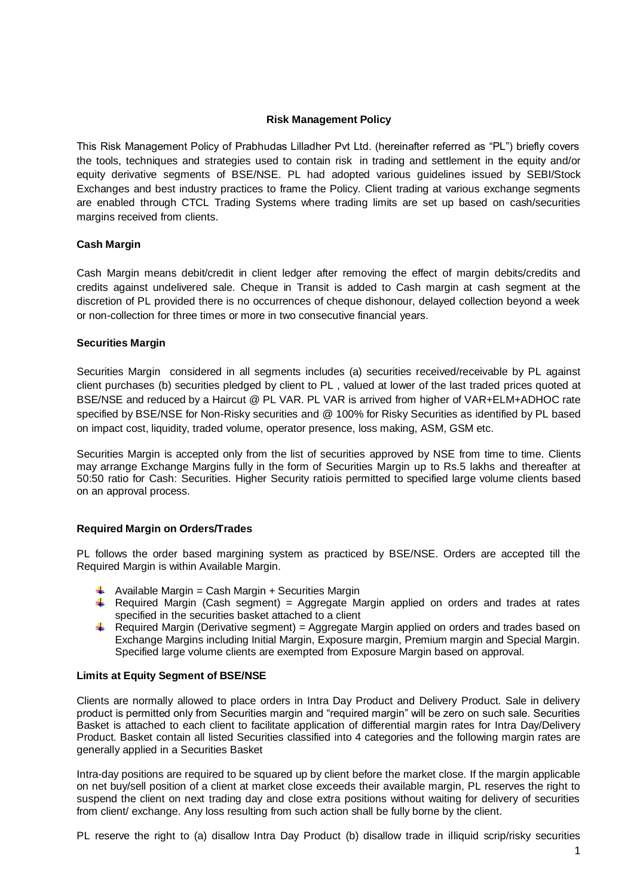## Risk Management Policy

This Risk Management Policy of Prabhudas Lilladher Pvt Ltd. (hereinafter referred as "PL") briefly covers the tools, techniques and strategies used to contain risk in trading and settlement in the equity and/or equity derivative segments of BSE/NSE. PL had adopted various guidelines issued by SEBI/Stock Exchanges and best industry practices to frame the Policy. Client trading at various exchange segments are enabled through CTCL Trading Systems where trading limits are set up based on cash/securities margins received from clients.

### Cash Margin

Cash Margin means debit/credit in client ledger after removing the effect of margin debits/credits and credits against undelivered sale. Cheque in Transit is added to Cash margin at cash segment at the discretion of PL provided there is no occurrences of cheque dishonour, delayed collection beyond a week or non-collection for three times or more in two consecutive financial years.

### Securities Margin

Securities Margin considered in all segments includes (a) securities received/receivable by PL against client purchases (b) securities pledged by client to PL , valued at lower of the last traded prices quoted at BSE/NSE and reduced by a Haircut @ PL VAR. PL VAR is arrived from higher of VAR+ELM+ADHOC rate specified by BSE/NSE for Non-Risky securities and @ 100% for Risky Securities as identified by PL based on impact cost, liquidity, traded volume, operator presence, loss making, ASM, GSM etc.

Securities Margin is accepted only from the list of securities approved by NSE from time to time. Clients may arrange Exchange Margins fully in the form of Securities Margin up to Rs.5 lakhs and thereafter at 50:50 ratio for Cash: Securities. Higher Security ratiois permitted to specified large volume clients based on an approval process.

### Required Margin on Orders/Trades

PL follows the order based margining system as practiced by BSE/NSE. Orders are accepted till the Required Margin is within Available Margin.

- Available Margin = Cash Margin + Securities Margin
- Required Margin (Cash segment) = Aggregate Margin applied on orders and trades at rates specified in the securities basket attached to a client
- Required Margin (Derivative segment) = Aggregate Margin applied on orders and trades based on Exchange Margins including Initial Margin, Exposure margin, Premium margin and Special Margin. Specified large volume clients are exempted from Exposure Margin based on approval.

### Limits at Equity Segment of BSE/NSE

Clients are normally allowed to place orders in Intra Day Product and Delivery Product. Sale in delivery product is permitted only from Securities margin and "required margin" will be zero on such sale. Securities Basket is attached to each client to facilitate application of differential margin rates for Intra Day/Delivery Product. Basket contain all listed Securities classified into 4 categories and the following margin rates are generally applied in a Securities Basket

Intra-day positions are required to be squared up by client before the market close. If the margin applicable on net buy/sell position of a client at market close exceeds their available margin, PL reserves the right to suspend the client on next trading day and close extra positions without waiting for delivery of securities from client/ exchange. Any loss resulting from such action shall be fully borne by the client.

PL reserve the right to (a) disallow Intra Day Product (b) disallow trade in illiquid scrip/risky securities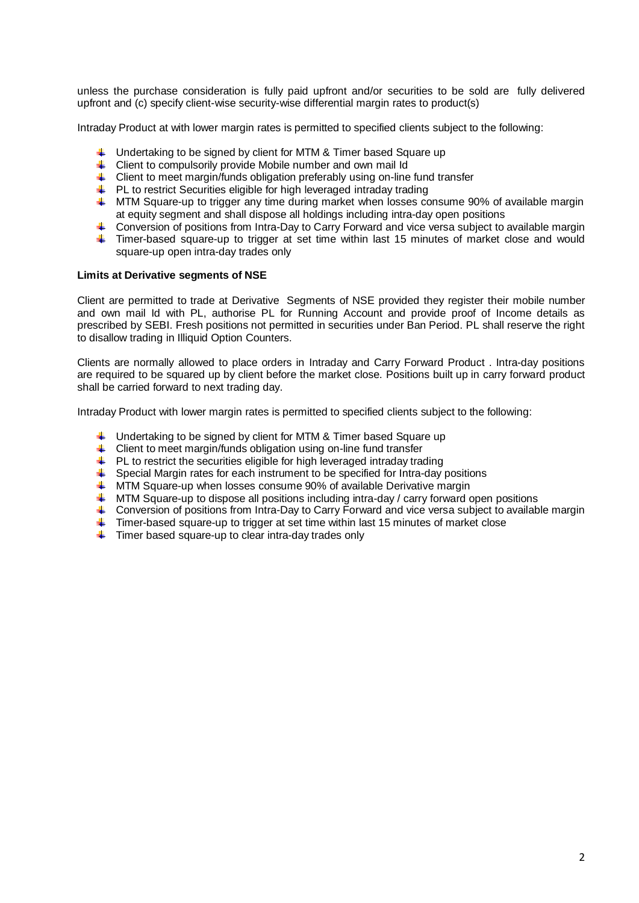unless the purchase consideration is fully paid upfront and/or securities to be sold are fully delivered upfront and (c) specify client-wise security-wise differential margin rates to product(s)

Intraday Product at with lower margin rates is permitted to specified clients subject to the following:

- Undertaking to be signed by client for MTM & Timer based Square up
- Client to compulsorily provide Mobile number and own mail Id
- Client to meet margin/funds obligation preferably using on-line fund transfer
- PL to restrict Securities eligible for high leveraged intraday trading
- MTM Square-up to trigger any time during market when losses consume 90% of available margin at equity segment and shall dispose all holdings including intra-day open positions
- Conversion of positions from Intra-Day to Carry Forward and vice versa subject to available margin
- Timer-based square-up to trigger at set time within last 15 minutes of market close and would square-up open intra-day trades only

**Limits at Derivative segments of NSE**

Client are permitted to trade at Derivative Segments of NSE provided they register their mobile number and own mail Id with PL, authorise PL for Running Account and provide proof of Income details as prescribed by SEBI. Fresh positions not permitted in securities under Ban Period. PL shall reserve the right to disallow trading in Illiquid Option Counters.

Clients are normally allowed to place orders in Intraday and Carry Forward Product . Intra-day positions are required to be squared up by client before the market close. Positions built up in carry forward product shall be carried forward to next trading day.

Intraday Product with lower margin rates is permitted to specified clients subject to the following:

- Undertaking to be signed by client for MTM & Timer based Square up
- Client to meet margin/funds obligation using on-line fund transfer
- PL to restrict the securities eligible for high leveraged intraday trading
- Special Margin rates for each instrument to be specified for Intra-day positions
- MTM Square-up when losses consume 90% of available Derivative margin
- MTM Square-up to dispose all positions including intra-day / carry forward open positions
- Conversion of positions from Intra-Day to Carry Forward and vice versa subject to available margin
- Timer-based square-up to trigger at set time within last 15 minutes of market close
- Timer based square-up to clear intra-day trades only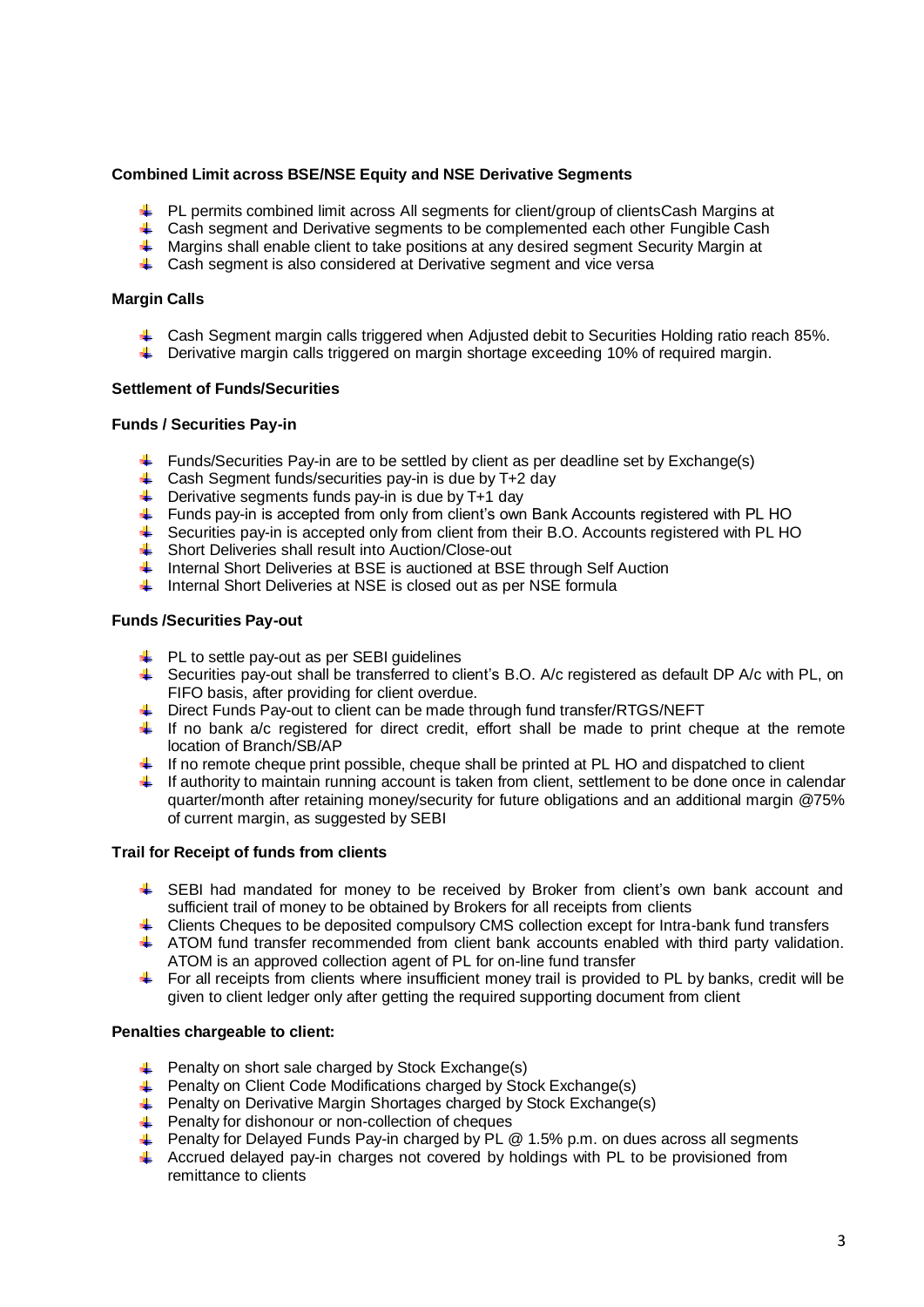**Combined Limit across BSE/NSE Equity and NSE Derivative Segments**

- PL permits combined limit across All segments for client/group of clientsCash Margins at
- Cash segment and Derivative segments to be complemented each other Fungible Cash
- Margins shall enable client to take positions at any desired segment Security Margin at
- Cash segment is also considered at Derivative segment and vice versa

**Margin Calls**

- Cash Segment margin calls triggered when Adjusted debit to Securities Holding ratio reach 85%.
- Derivative margin calls triggered on margin shortage exceeding 10% of required margin.

**Settlement of Funds/Securities**

**Funds / Securities Pay-in**

- Funds/Securities Pay-in are to be settled by client as per deadline set by Exchange(s)
- Cash Segment funds/securities pay-in is due by T+2 day
- Derivative segments funds pay-in is due by T+1 day
- Funds pay-in is accepted from only from client's own Bank Accounts registered with PL HO
- Securities pay-in is accepted only from client from their B.O. Accounts registered with PL HO
- Short Deliveries shall result into Auction/Close-out
- Internal Short Deliveries at BSE is auctioned at BSE through Self Auction
- Internal Short Deliveries at NSE is closed out as per NSE formula

**Funds /Securities Pay-out**

- PL to settle pay-out as per SEBI guidelines
- Securities pay-out shall be transferred to client's B.O. A/c registered as default DP A/c with PL, on FIFO basis, after providing for client overdue.
- Direct Funds Pay-out to client can be made through fund transfer/RTGS/NEFT
- If no bank a/c registered for direct credit, effort shall be made to print cheque at the remote location of Branch/SB/AP
- If no remote cheque print possible, cheque shall be printed at PL HO and dispatched to client
- If authority to maintain running account is taken from client, settlement to be done once in calendar quarter/month after retaining money/security for future obligations and an additional margin @75% of current margin, as suggested by SEBI

**Trail for Receipt of funds from clients**

- SEBI had mandated for money to be received by Broker from client's own bank account and sufficient trail of money to be obtained by Brokers for all receipts from clients
- Clients Cheques to be deposited compulsory CMS collection except for Intra-bank fund transfers
- ATOM fund transfer recommended from client bank accounts enabled with third party validation. ATOM is an approved collection agent of PL for on-line fund transfer
- For all receipts from clients where insufficient money trail is provided to PL by banks, credit will be given to client ledger only after getting the required supporting document from client

**Penalties chargeable to client:**

- Penalty on short sale charged by Stock Exchange(s)
- Penalty on Client Code Modifications charged by Stock Exchange(s)
- Penalty on Derivative Margin Shortages charged by Stock Exchange(s)
- Penalty for dishonour or non-collection of cheques
- Penalty for Delayed Funds Pay-in charged by PL @ 1.5% p.m. on dues across all segments
- Accrued delayed pay-in charges not covered by holdings with PL to be provisioned from remittance to clients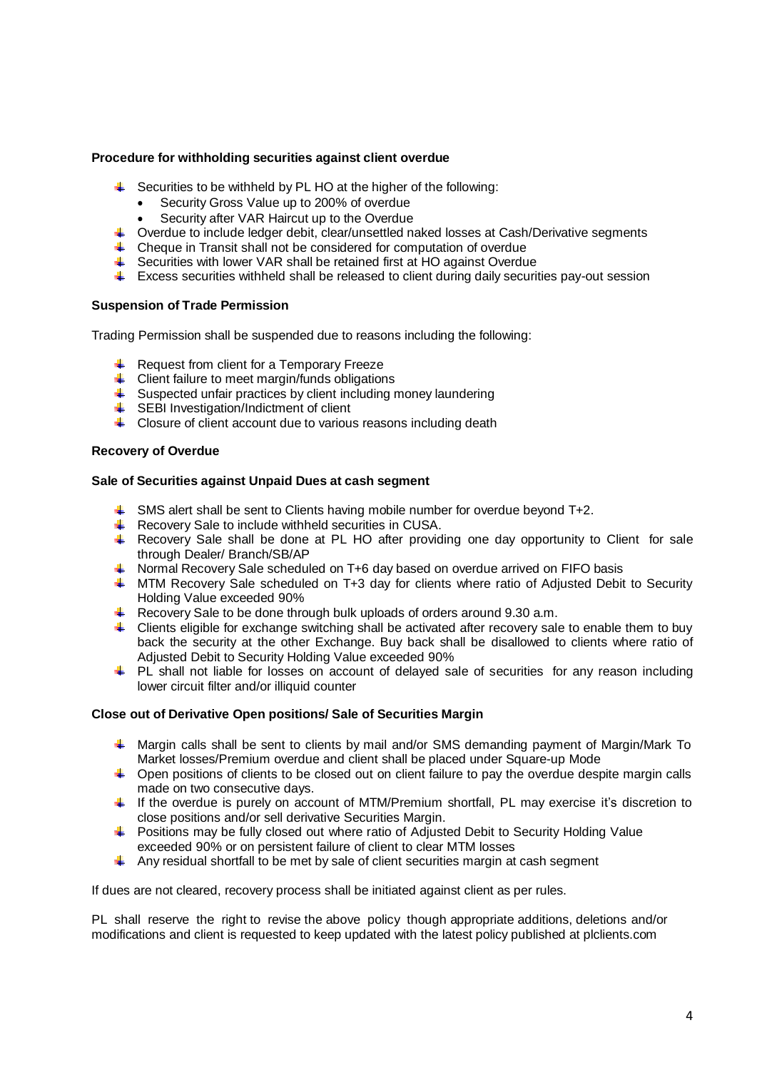**Procedure for withholding securities against client overdue**

- Securities to be withheld by PL HO at the higher of the following:
  - Security Gross Value up to 200% of overdue
  - Security after VAR Haircut up to the Overdue
- Overdue to include ledger debit, clear/unsettled naked losses at Cash/Derivative segments
- Cheque in Transit shall not be considered for computation of overdue
- Securities with lower VAR shall be retained first at HO against Overdue
- Excess securities withheld shall be released to client during daily securities pay-out session

**Suspension of Trade Permission**

Trading Permission shall be suspended due to reasons including the following:

- Request from client for a Temporary Freeze
- Client failure to meet margin/funds obligations
- Suspected unfair practices by client including money laundering
- SEBI Investigation/Indictment of client
- Closure of client account due to various reasons including death

**Recovery of Overdue**

**Sale of Securities against Unpaid Dues at cash segment**

- SMS alert shall be sent to Clients having mobile number for overdue beyond T+2.
- Recovery Sale to include withheld securities in CUSA.
- Recovery Sale shall be done at PL HO after providing one day opportunity to Client for sale through Dealer/ Branch/SB/AP
- Normal Recovery Sale scheduled on T+6 day based on overdue arrived on FIFO basis
- MTM Recovery Sale scheduled on T+3 day for clients where ratio of Adjusted Debit to Security Holding Value exceeded 90%
- Recovery Sale to be done through bulk uploads of orders around 9.30 a.m.
- Clients eligible for exchange switching shall be activated after recovery sale to enable them to buy back the security at the other Exchange. Buy back shall be disallowed to clients where ratio of Adjusted Debit to Security Holding Value exceeded 90%
- PL shall not liable for losses on account of delayed sale of securities for any reason including lower circuit filter and/or illiquid counter

**Close out of Derivative Open positions/ Sale of Securities Margin**

- Margin calls shall be sent to clients by mail and/or SMS demanding payment of Margin/Mark To Market losses/Premium overdue and client shall be placed under Square-up Mode
- Open positions of clients to be closed out on client failure to pay the overdue despite margin calls made on two consecutive days.
- If the overdue is purely on account of MTM/Premium shortfall, PL may exercise it's discretion to close positions and/or sell derivative Securities Margin.
- Positions may be fully closed out where ratio of Adjusted Debit to Security Holding Value exceeded 90% or on persistent failure of client to clear MTM losses
- Any residual shortfall to be met by sale of client securities margin at cash segment

If dues are not cleared, recovery process shall be initiated against client as per rules.

PL shall reserve the right to revise the above policy though appropriate additions, deletions and/or modifications and client is requested to keep updated with the latest policy published at plclients.com